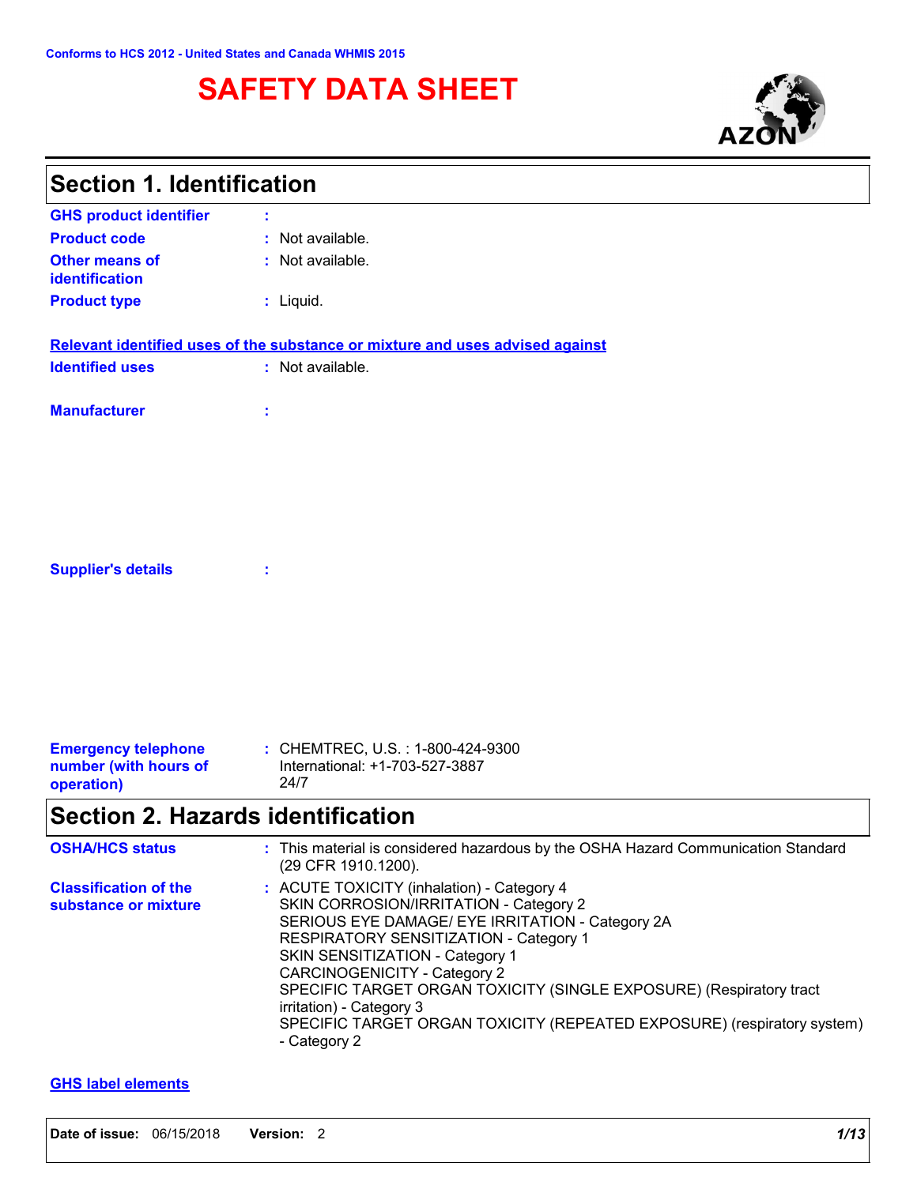Conforms to HCS 2012 - United States and Canada WHMIS 2015

# SAFETY DATA SHEET

AZON

## Section 1. Identification

**GHS product identifier** :

**Product code** : Not available.

**Other means of identification** : Not available.

**Product type** : Liquid.

**Relevant identified uses of the substance or mixture and uses advised against**

**Identified uses** : Not available.

**Manufacturer** :

**Supplier's details** :

**Emergency telephone number (with hours of operation)** : CHEMTREC, U.S. : 1-800-424-9300
International: +1-703-527-3887
24/7

## Section 2. Hazards identification

**OSHA/HCS status** : This material is considered hazardous by the OSHA Hazard Communication Standard (29 CFR 1910.1200).

**Classification of the substance or mixture** : ACUTE TOXICITY (inhalation) - Category 4
SKIN CORROSION/IRRITATION - Category 2
SERIOUS EYE DAMAGE/ EYE IRRITATION - Category 2A
RESPIRATORY SENSITIZATION - Category 1
SKIN SENSITIZATION - Category 1
CARCINOGENICITY - Category 2
SPECIFIC TARGET ORGAN TOXICITY (SINGLE EXPOSURE) (Respiratory tract irritation) - Category 3
SPECIFIC TARGET ORGAN TOXICITY (REPEATED EXPOSURE) (respiratory system) - Category 2

**GHS label elements**

**Date of issue:** 06/15/2018 **Version:** 2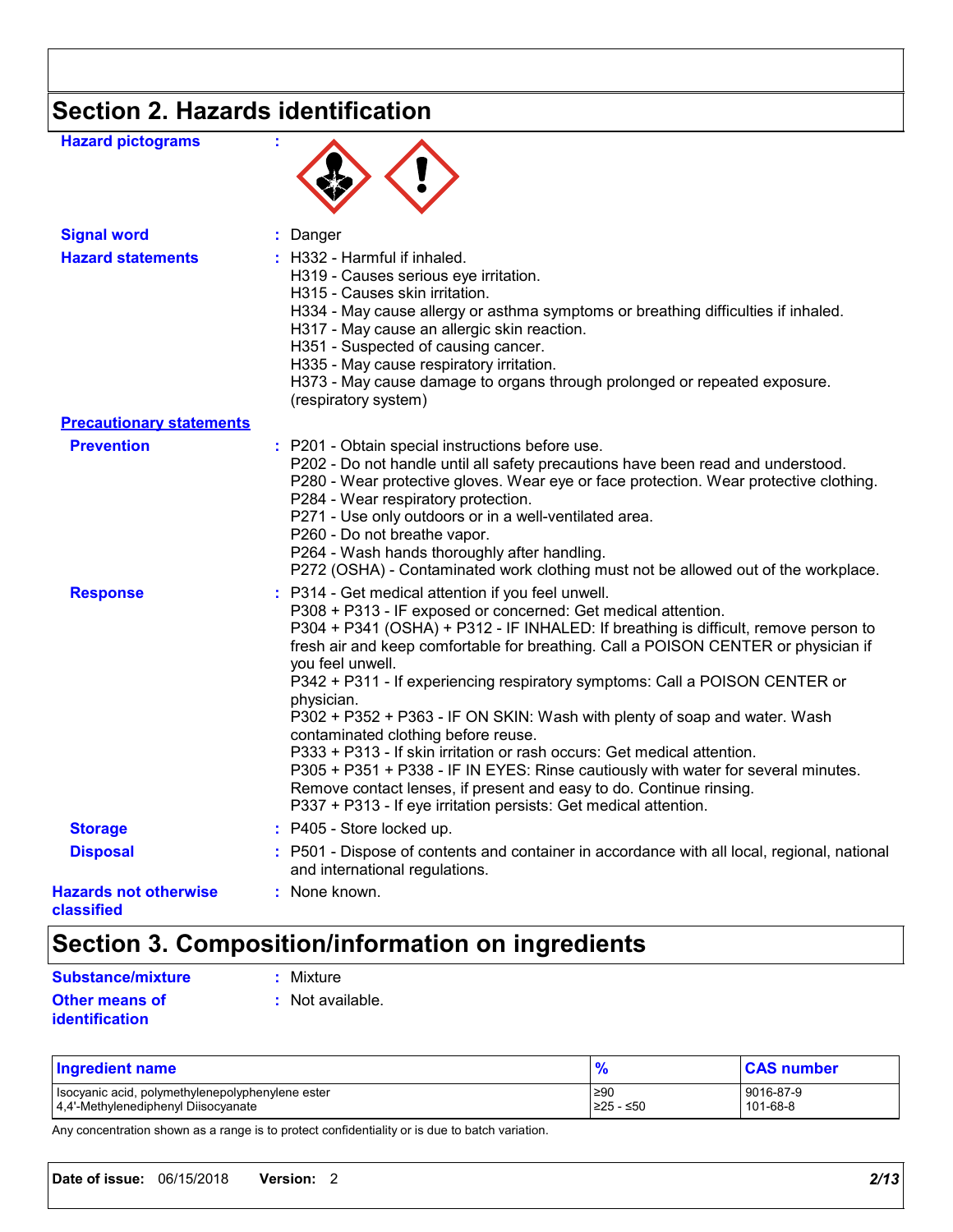## Section 2. Hazards identification

**Hazard pictograms** :

**Signal word** : Danger

**Hazard statements** : H332 - Harmful if inhaled.
H319 - Causes serious eye irritation.
H315 - Causes skin irritation.
H334 - May cause allergy or asthma symptoms or breathing difficulties if inhaled.
H317 - May cause an allergic skin reaction.
H351 - Suspected of causing cancer.
H335 - May cause respiratory irritation.
H373 - May cause damage to organs through prolonged or repeated exposure. (respiratory system)

**Precautionary statements**

**Prevention** : P201 - Obtain special instructions before use.
P202 - Do not handle until all safety precautions have been read and understood.
P280 - Wear protective gloves. Wear eye or face protection. Wear protective clothing.
P284 - Wear respiratory protection.
P271 - Use only outdoors or in a well-ventilated area.
P260 - Do not breathe vapor.
P264 - Wash hands thoroughly after handling.
P272 (OSHA) - Contaminated work clothing must not be allowed out of the workplace.

**Response** : P314 - Get medical attention if you feel unwell.
P308 + P313 - IF exposed or concerned: Get medical attention.
P304 + P341 (OSHA) + P312 - IF INHALED: If breathing is difficult, remove person to fresh air and keep comfortable for breathing. Call a POISON CENTER or physician if you feel unwell.
P342 + P311 - If experiencing respiratory symptoms: Call a POISON CENTER or physician.
P302 + P352 + P363 - IF ON SKIN: Wash with plenty of soap and water. Wash contaminated clothing before reuse.
P333 + P313 - If skin irritation or rash occurs: Get medical attention.
P305 + P351 + P338 - IF IN EYES: Rinse cautiously with water for several minutes. Remove contact lenses, if present and easy to do. Continue rinsing.
P337 + P313 - If eye irritation persists: Get medical attention.

**Storage** : P405 - Store locked up.

**Disposal** : P501 - Dispose of contents and container in accordance with all local, regional, national and international regulations.

**Hazards not otherwise classified** : None known.

## Section 3. Composition/information on ingredients

**Substance/mixture** : Mixture

**Other means of identification** : Not available.

| Ingredient name | % | CAS number |
|---|---|---|
| Isocyanic acid, polymethylenepolyphenylene ester | ≥90 | 9016-87-9 |
| 4,4'-Methylenediphenyl Diisocyanate | ≥25 - ≤50 | 101-68-8 |

Any concentration shown as a range is to protect confidentiality or is due to batch variation.

**Date of issue:** 06/15/2018 **Version:** 2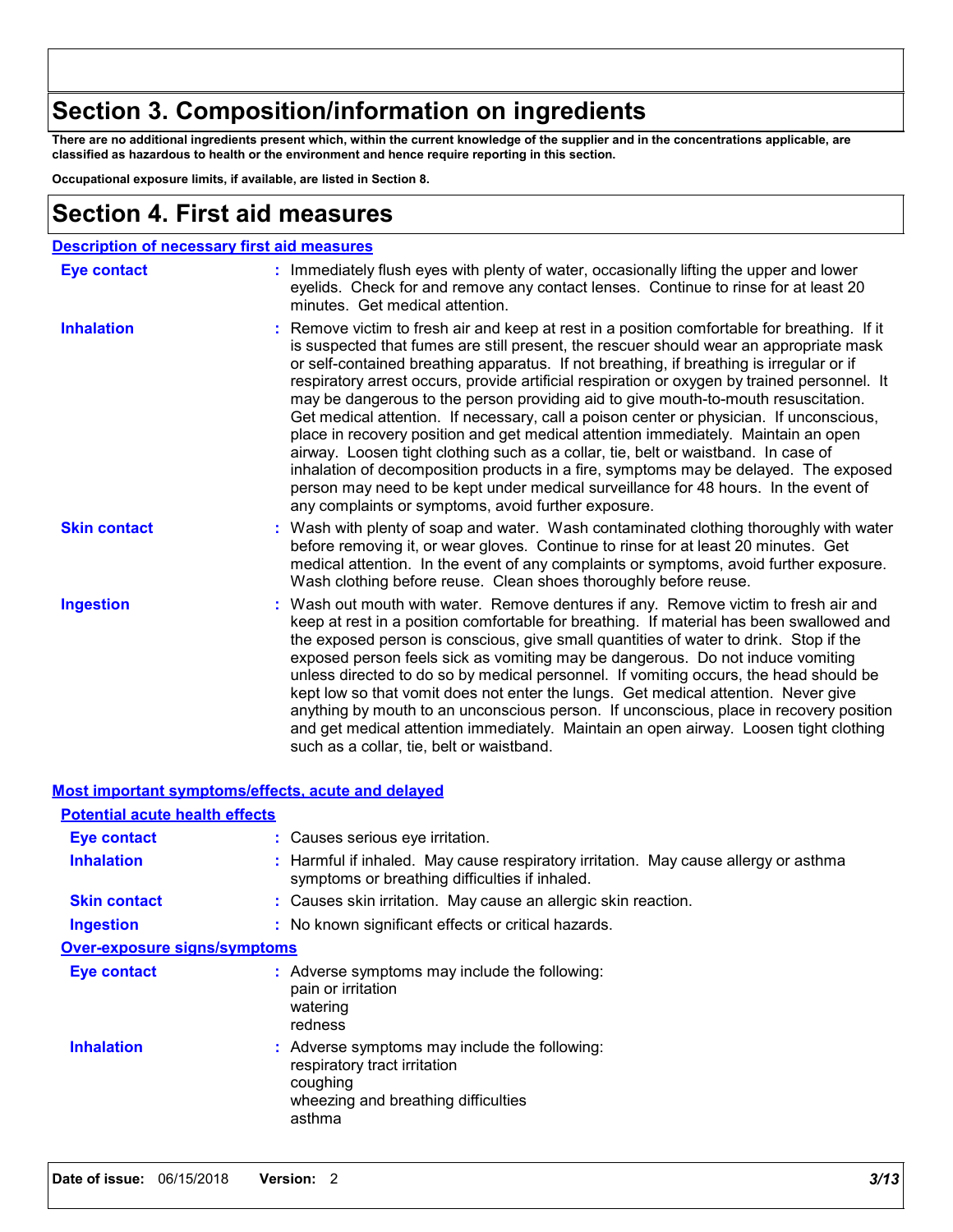# Section 3. Composition/information on ingredients

**There are no additional ingredients present which, within the current knowledge of the supplier and in the concentrations applicable, are classified as hazardous to health or the environment and hence require reporting in this section.**

**Occupational exposure limits, if available, are listed in Section 8.**

# Section 4. First aid measures

## Description of necessary first aid measures

**Eye contact** : Immediately flush eyes with plenty of water, occasionally lifting the upper and lower eyelids. Check for and remove any contact lenses. Continue to rinse for at least 20 minutes. Get medical attention.

**Inhalation** : Remove victim to fresh air and keep at rest in a position comfortable for breathing. If it is suspected that fumes are still present, the rescuer should wear an appropriate mask or self-contained breathing apparatus. If not breathing, if breathing is irregular or if respiratory arrest occurs, provide artificial respiration or oxygen by trained personnel. It may be dangerous to the person providing aid to give mouth-to-mouth resuscitation. Get medical attention. If necessary, call a poison center or physician. If unconscious, place in recovery position and get medical attention immediately. Maintain an open airway. Loosen tight clothing such as a collar, tie, belt or waistband. In case of inhalation of decomposition products in a fire, symptoms may be delayed. The exposed person may need to be kept under medical surveillance for 48 hours. In the event of any complaints or symptoms, avoid further exposure.

**Skin contact** : Wash with plenty of soap and water. Wash contaminated clothing thoroughly with water before removing it, or wear gloves. Continue to rinse for at least 20 minutes. Get medical attention. In the event of any complaints or symptoms, avoid further exposure. Wash clothing before reuse. Clean shoes thoroughly before reuse.

**Ingestion** : Wash out mouth with water. Remove dentures if any. Remove victim to fresh air and keep at rest in a position comfortable for breathing. If material has been swallowed and the exposed person is conscious, give small quantities of water to drink. Stop if the exposed person feels sick as vomiting may be dangerous. Do not induce vomiting unless directed to do so by medical personnel. If vomiting occurs, the head should be kept low so that vomit does not enter the lungs. Get medical attention. Never give anything by mouth to an unconscious person. If unconscious, place in recovery position and get medical attention immediately. Maintain an open airway. Loosen tight clothing such as a collar, tie, belt or waistband.

## Most important symptoms/effects, acute and delayed

### Potential acute health effects

**Eye contact** : Causes serious eye irritation.

**Inhalation** : Harmful if inhaled. May cause respiratory irritation. May cause allergy or asthma symptoms or breathing difficulties if inhaled.

**Skin contact** : Causes skin irritation. May cause an allergic skin reaction.

**Ingestion** : No known significant effects or critical hazards.

### Over-exposure signs/symptoms

**Eye contact** : Adverse symptoms may include the following:
pain or irritation
watering
redness

**Inhalation** : Adverse symptoms may include the following:
respiratory tract irritation
coughing
wheezing and breathing difficulties
asthma

**Date of issue:** 06/15/2018 **Version:** 2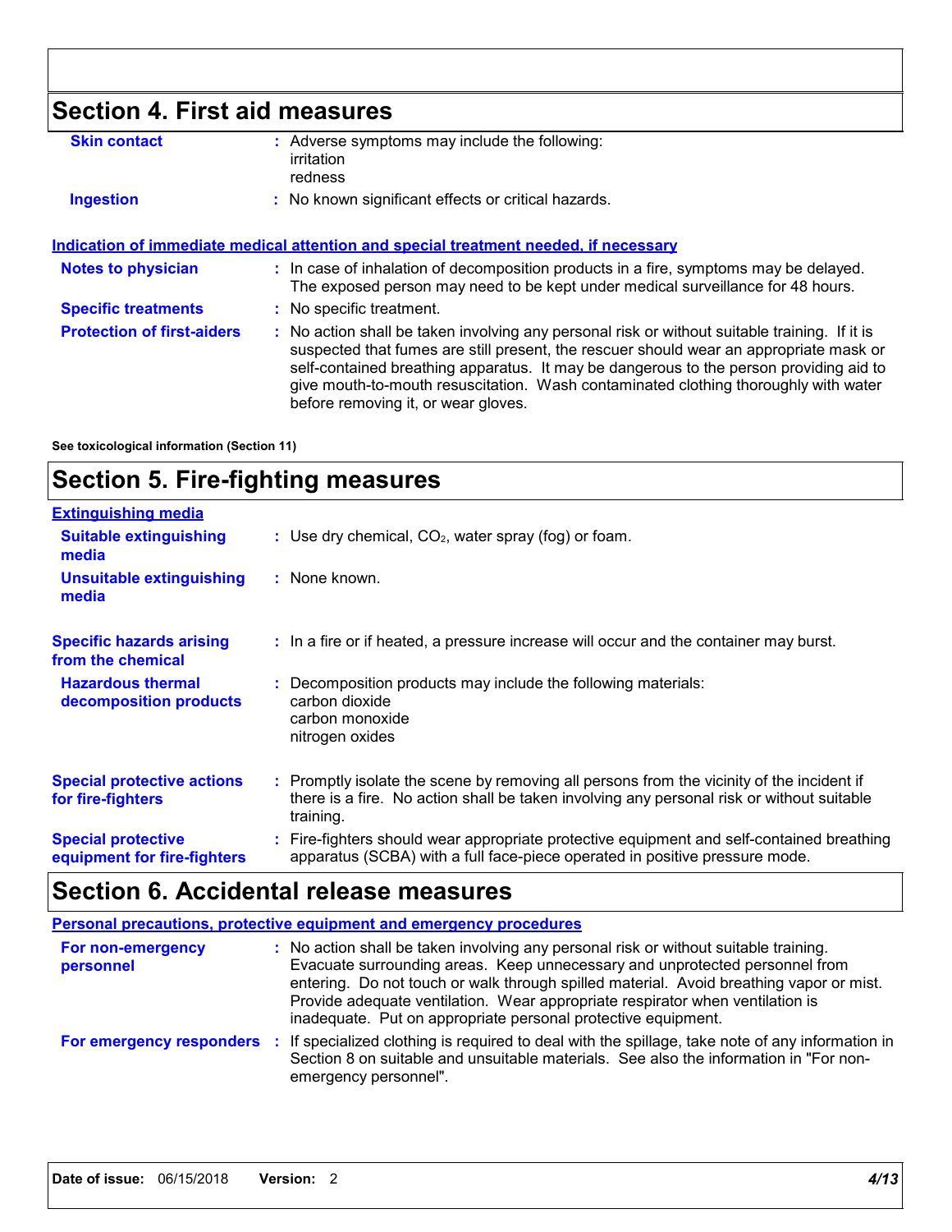## Section 4. First aid measures

**Skin contact** : Adverse symptoms may include the following:
irritation
redness

**Ingestion** : No known significant effects or critical hazards.

**Indication of immediate medical attention and special treatment needed, if necessary**

**Notes to physician** : In case of inhalation of decomposition products in a fire, symptoms may be delayed. The exposed person may need to be kept under medical surveillance for 48 hours.

**Specific treatments** : No specific treatment.

**Protection of first-aiders** : No action shall be taken involving any personal risk or without suitable training. If it is suspected that fumes are still present, the rescuer should wear an appropriate mask or self-contained breathing apparatus. It may be dangerous to the person providing aid to give mouth-to-mouth resuscitation. Wash contaminated clothing thoroughly with water before removing it, or wear gloves.

**See toxicological information (Section 11)**

## Section 5. Fire-fighting measures

**Extinguishing media**

**Suitable extinguishing media** : Use dry chemical, $CO_2$, water spray (fog) or foam.

**Unsuitable extinguishing media** : None known.

**Specific hazards arising from the chemical** : In a fire or if heated, a pressure increase will occur and the container may burst.

**Hazardous thermal decomposition products** : Decomposition products may include the following materials:
carbon dioxide
carbon monoxide
nitrogen oxides

**Special protective actions for fire-fighters** : Promptly isolate the scene by removing all persons from the vicinity of the incident if there is a fire. No action shall be taken involving any personal risk or without suitable training.

**Special protective equipment for fire-fighters** : Fire-fighters should wear appropriate protective equipment and self-contained breathing apparatus (SCBA) with a full face-piece operated in positive pressure mode.

## Section 6. Accidental release measures

**Personal precautions, protective equipment and emergency procedures**

**For non-emergency personnel** : No action shall be taken involving any personal risk or without suitable training. Evacuate surrounding areas. Keep unnecessary and unprotected personnel from entering. Do not touch or walk through spilled material. Avoid breathing vapor or mist. Provide adequate ventilation. Wear appropriate respirator when ventilation is inadequate. Put on appropriate personal protective equipment.

**For emergency responders** : If specialized clothing is required to deal with the spillage, take note of any information in Section 8 on suitable and unsuitable materials. See also the information in "For non-emergency personnel".

**Date of issue:** 06/15/2018 **Version:** 2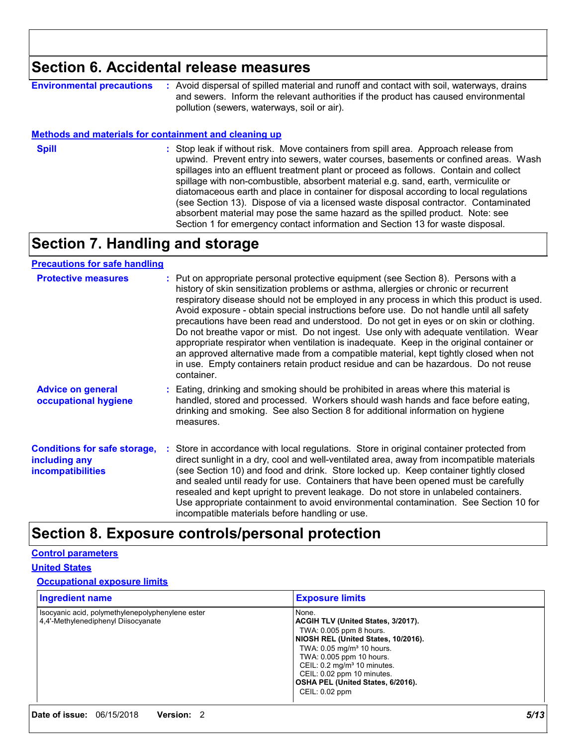## Section 6. Accidental release measures

**Environmental precautions** : Avoid dispersal of spilled material and runoff and contact with soil, waterways, drains and sewers. Inform the relevant authorities if the product has caused environmental pollution (sewers, waterways, soil or air).

### Methods and materials for containment and cleaning up

**Spill** : Stop leak if without risk. Move containers from spill area. Approach release from upwind. Prevent entry into sewers, water courses, basements or confined areas. Wash spillages into an effluent treatment plant or proceed as follows. Contain and collect spillage with non-combustible, absorbent material e.g. sand, earth, vermiculite or diatomaceous earth and place in container for disposal according to local regulations (see Section 13). Dispose of via a licensed waste disposal contractor. Contaminated absorbent material may pose the same hazard as the spilled product. Note: see Section 1 for emergency contact information and Section 13 for waste disposal.

## Section 7. Handling and storage

### Precautions for safe handling

**Protective measures** : Put on appropriate personal protective equipment (see Section 8). Persons with a history of skin sensitization problems or asthma, allergies or chronic or recurrent respiratory disease should not be employed in any process in which this product is used. Avoid exposure - obtain special instructions before use. Do not handle until all safety precautions have been read and understood. Do not get in eyes or on skin or clothing. Do not breathe vapor or mist. Do not ingest. Use only with adequate ventilation. Wear appropriate respirator when ventilation is inadequate. Keep in the original container or an approved alternative made from a compatible material, kept tightly closed when not in use. Empty containers retain product residue and can be hazardous. Do not reuse container.

**Advice on general occupational hygiene** : Eating, drinking and smoking should be prohibited in areas where this material is handled, stored and processed. Workers should wash hands and face before eating, drinking and smoking. See also Section 8 for additional information on hygiene measures.

**Conditions for safe storage, including any incompatibilities** : Store in accordance with local regulations. Store in original container protected from direct sunlight in a dry, cool and well-ventilated area, away from incompatible materials (see Section 10) and food and drink. Store locked up. Keep container tightly closed and sealed until ready for use. Containers that have been opened must be carefully resealed and kept upright to prevent leakage. Do not store in unlabeled containers. Use appropriate containment to avoid environmental contamination. See Section 10 for incompatible materials before handling or use.

## Section 8. Exposure controls/personal protection

### Control parameters

### United States

#### Occupational exposure limits

| Ingredient name | Exposure limits |
|---|---|
| Isocyanic acid, polymethylenepolyphenylene ester | None. |
| 4,4'-Methylenediphenyl Diisocyanate | **ACGIH TLV (United States, 3/2017).**<br>TWA: 0.005 ppm 8 hours.<br>**NIOSH REL (United States, 10/2016).**<br>TWA: 0.05 mg/m³ 10 hours.<br>TWA: 0.005 ppm 10 hours.<br>CEIL: 0.2 mg/m³ 10 minutes.<br>CEIL: 0.02 ppm 10 minutes.<br>**OSHA PEL (United States, 6/2016).**<br>CEIL: 0.02 ppm |

**Date of issue:** 06/15/2018 **Version:** 2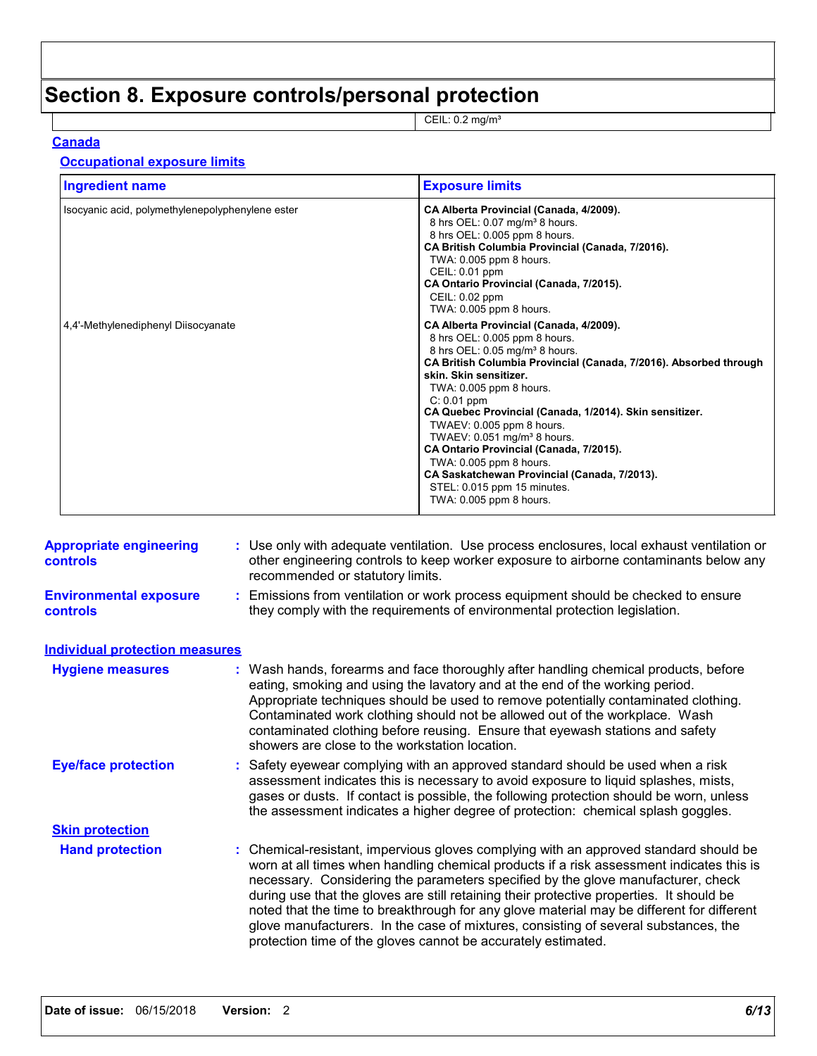# Section 8. Exposure controls/personal protection

| | |
|---|---|
| | CEIL: 0.2 mg/m³ |

## Canada

### Occupational exposure limits

| Ingredient name | Exposure limits |
|---|---|
| Isocyanic acid, polymethylenepolyphenylene ester | **CA Alberta Provincial (Canada, 4/2009).**<br>8 hrs OEL: 0.07 mg/m³ 8 hours.<br>8 hrs OEL: 0.005 ppm 8 hours.<br>**CA British Columbia Provincial (Canada, 7/2016).**<br>TWA: 0.005 ppm 8 hours.<br>CEIL: 0.01 ppm<br>**CA Ontario Provincial (Canada, 7/2015).**<br>CEIL: 0.02 ppm<br>TWA: 0.005 ppm 8 hours. |
| 4,4'-Methylenediphenyl Diisocyanate | **CA Alberta Provincial (Canada, 4/2009).**<br>8 hrs OEL: 0.005 ppm 8 hours.<br>8 hrs OEL: 0.05 mg/m³ 8 hours.<br>**CA British Columbia Provincial (Canada, 7/2016). Absorbed through skin. Skin sensitizer.**<br>TWA: 0.005 ppm 8 hours.<br>C: 0.01 ppm<br>**CA Quebec Provincial (Canada, 1/2014). Skin sensitizer.**<br>TWAEV: 0.005 ppm 8 hours.<br>TWAEV: 0.051 mg/m³ 8 hours.<br>**CA Ontario Provincial (Canada, 7/2015).**<br>TWA: 0.005 ppm 8 hours.<br>**CA Saskatchewan Provincial (Canada, 7/2013).**<br>STEL: 0.015 ppm 15 minutes.<br>TWA: 0.005 ppm 8 hours. |

**Appropriate engineering controls** : Use only with adequate ventilation. Use process enclosures, local exhaust ventilation or other engineering controls to keep worker exposure to airborne contaminants below any recommended or statutory limits.

**Environmental exposure controls** : Emissions from ventilation or work process equipment should be checked to ensure they comply with the requirements of environmental protection legislation.

## Individual protection measures

**Hygiene measures** : Wash hands, forearms and face thoroughly after handling chemical products, before eating, smoking and using the lavatory and at the end of the working period. Appropriate techniques should be used to remove potentially contaminated clothing. Contaminated work clothing should not be allowed out of the workplace. Wash contaminated clothing before reusing. Ensure that eyewash stations and safety showers are close to the workstation location.

**Eye/face protection** : Safety eyewear complying with an approved standard should be used when a risk assessment indicates this is necessary to avoid exposure to liquid splashes, mists, gases or dusts. If contact is possible, the following protection should be worn, unless the assessment indicates a higher degree of protection: chemical splash goggles.

### Skin protection

**Hand protection** : Chemical-resistant, impervious gloves complying with an approved standard should be worn at all times when handling chemical products if a risk assessment indicates this is necessary. Considering the parameters specified by the glove manufacturer, check during use that the gloves are still retaining their protective properties. It should be noted that the time to breakthrough for any glove material may be different for different glove manufacturers. In the case of mixtures, consisting of several substances, the protection time of the gloves cannot be accurately estimated.

**Date of issue:** 06/15/2018 **Version:** 2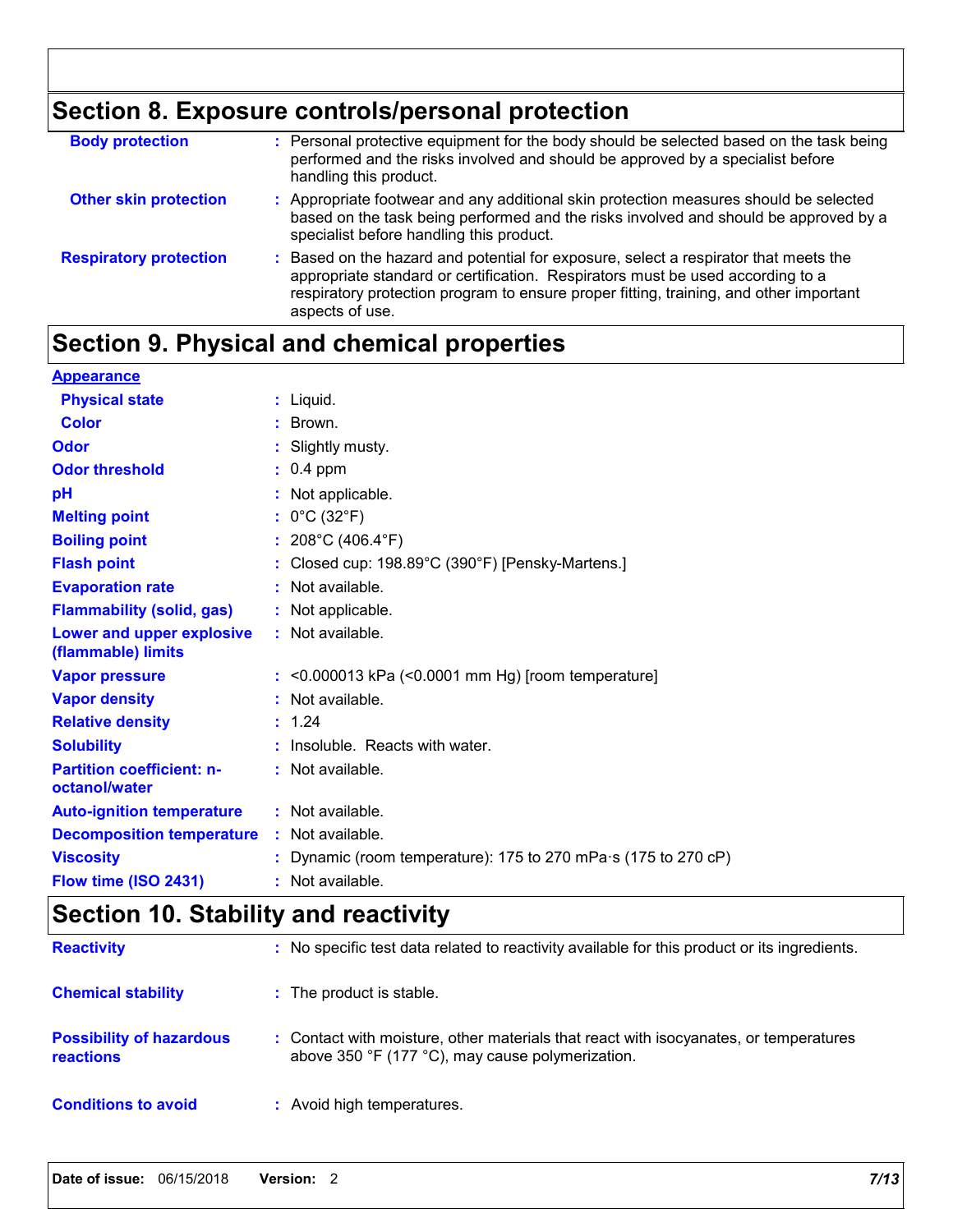## Section 8. Exposure controls/personal protection

| | |
|---|---|
| **Body protection** | Personal protective equipment for the body should be selected based on the task being performed and the risks involved and should be approved by a specialist before handling this product. |
| **Other skin protection** | Appropriate footwear and any additional skin protection measures should be selected based on the task being performed and the risks involved and should be approved by a specialist before handling this product. |
| **Respiratory protection** | Based on the hazard and potential for exposure, select a respirator that meets the appropriate standard or certification. Respirators must be used according to a respiratory protection program to ensure proper fitting, training, and other important aspects of use. |

## Section 9. Physical and chemical properties

**Appearance**

| | |
|---|---|
| **Physical state** | Liquid. |
| **Color** | Brown. |
| **Odor** | Slightly musty. |
| **Odor threshold** | 0.4 ppm |
| **pH** | Not applicable. |
| **Melting point** | 0°C (32°F) |
| **Boiling point** | 208°C (406.4°F) |
| **Flash point** | Closed cup: 198.89°C (390°F) [Pensky-Martens.] |
| **Evaporation rate** | Not available. |
| **Flammability (solid, gas)** | Not applicable. |
| **Lower and upper explosive (flammable) limits** | Not available. |
| **Vapor pressure** | <0.000013 kPa (<0.0001 mm Hg) [room temperature] |
| **Vapor density** | Not available. |
| **Relative density** | 1.24 |
| **Solubility** | Insoluble. Reacts with water. |
| **Partition coefficient: n-octanol/water** | Not available. |
| **Auto-ignition temperature** | Not available. |
| **Decomposition temperature** | Not available. |
| **Viscosity** | Dynamic (room temperature): 175 to 270 mPa·s (175 to 270 cP) |
| **Flow time (ISO 2431)** | Not available. |

## Section 10. Stability and reactivity

| | |
|---|---|
| **Reactivity** | No specific test data related to reactivity available for this product or its ingredients. |
| **Chemical stability** | The product is stable. |
| **Possibility of hazardous reactions** | Contact with moisture, other materials that react with isocyanates, or temperatures above 350 °F (177 °C), may cause polymerization. |
| **Conditions to avoid** | Avoid high temperatures. |

**Date of issue:** 06/15/2018 **Version:** 2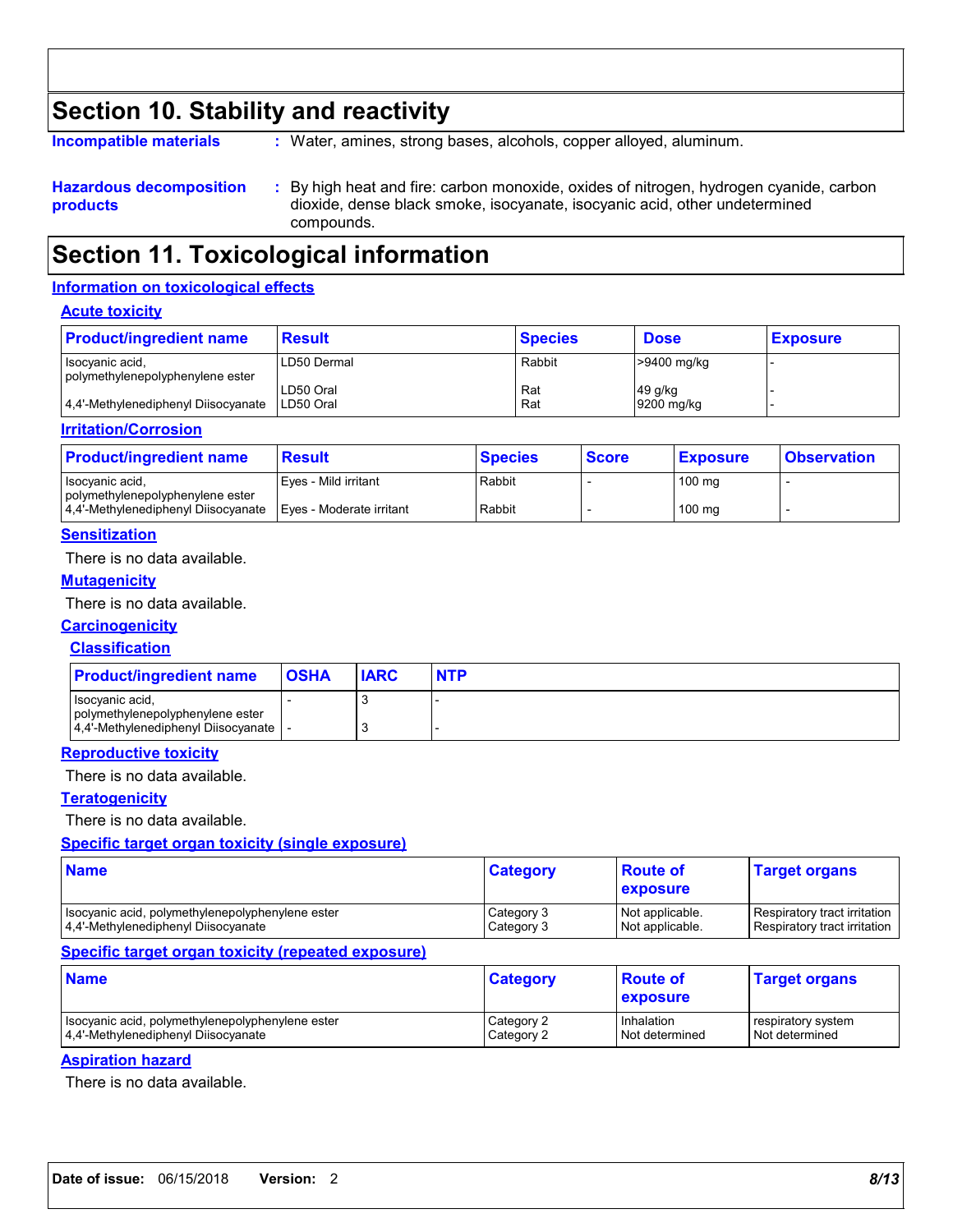## Section 10. Stability and reactivity

**Incompatible materials** : Water, amines, strong bases, alcohols, copper alloyed, aluminum.

**Hazardous decomposition products** : By high heat and fire: carbon monoxide, oxides of nitrogen, hydrogen cyanide, carbon dioxide, dense black smoke, isocyanate, isocyanic acid, other undetermined compounds.

## Section 11. Toxicological information

### Information on toxicological effects

#### Acute toxicity

| Product/ingredient name | Result | Species | Dose | Exposure |
|---|---|---|---|---|
| Isocyanic acid, polymethylenepolyphenylene ester | LD50 Dermal | Rabbit | >9400 mg/kg | - |
| | LD50 Oral | Rat | 49 g/kg | - |
| 4,4'-Methylenediphenyl Diisocyanate | LD50 Oral | Rat | 9200 mg/kg | - |

#### Irritation/Corrosion

| Product/ingredient name | Result | Species | Score | Exposure | Observation |
|---|---|---|---|---|---|
| Isocyanic acid, polymethylenepolyphenylene ester | Eyes - Mild irritant | Rabbit | - | 100 mg | - |
| 4,4'-Methylenediphenyl Diisocyanate | Eyes - Moderate irritant | Rabbit | - | 100 mg | - |

#### Sensitization

There is no data available.

#### Mutagenicity

There is no data available.

#### Carcinogenicity

##### Classification

| Product/ingredient name | OSHA | IARC | NTP |
|---|---|---|---|
| Isocyanic acid, polymethylenepolyphenylene ester | - | 3 | - |
| 4,4'-Methylenediphenyl Diisocyanate | - | 3 | - |

#### Reproductive toxicity

There is no data available.

#### Teratogenicity

There is no data available.

#### Specific target organ toxicity (single exposure)

| Name | Category | Route of exposure | Target organs |
|---|---|---|---|
| Isocyanic acid, polymethylenepolyphenylene ester | Category 3 | Not applicable. | Respiratory tract irritation |
| 4,4'-Methylenediphenyl Diisocyanate | Category 3 | Not applicable. | Respiratory tract irritation |

#### Specific target organ toxicity (repeated exposure)

| Name | Category | Route of exposure | Target organs |
|---|---|---|---|
| Isocyanic acid, polymethylenepolyphenylene ester | Category 2 | Inhalation | respiratory system |
| 4,4'-Methylenediphenyl Diisocyanate | Category 2 | Not determined | Not determined |

#### Aspiration hazard

There is no data available.

**Date of issue:** 06/15/2018 **Version:** 2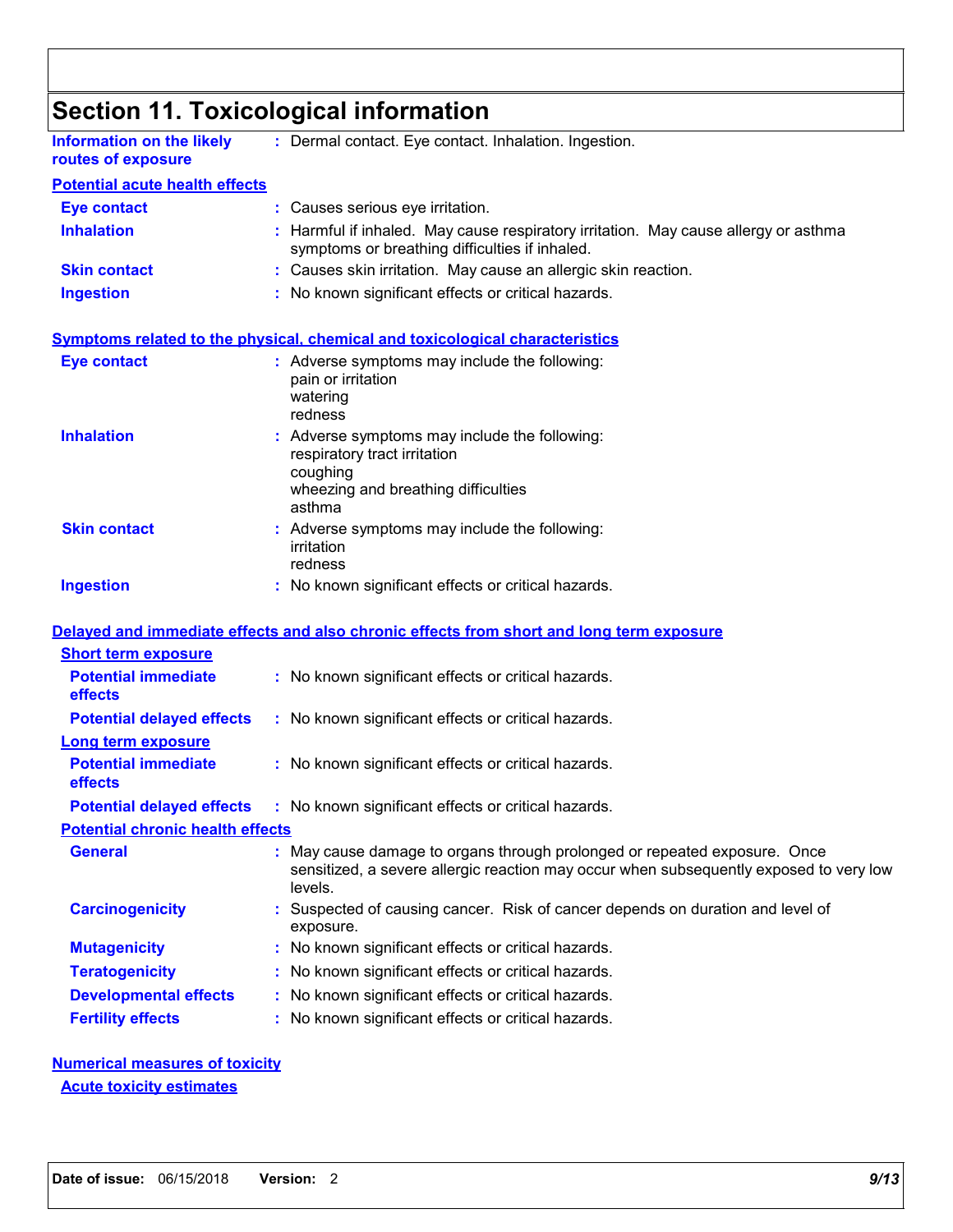## Section 11. Toxicological information

**Information on the likely routes of exposure** : Dermal contact. Eye contact. Inhalation. Ingestion.

### Potential acute health effects

**Eye contact** : Causes serious eye irritation.

**Inhalation** : Harmful if inhaled. May cause respiratory irritation. May cause allergy or asthma symptoms or breathing difficulties if inhaled.

**Skin contact** : Causes skin irritation. May cause an allergic skin reaction.

**Ingestion** : No known significant effects or critical hazards.

### Symptoms related to the physical, chemical and toxicological characteristics

**Eye contact** : Adverse symptoms may include the following:
pain or irritation
watering
redness

**Inhalation** : Adverse symptoms may include the following:
respiratory tract irritation
coughing
wheezing and breathing difficulties
asthma

**Skin contact** : Adverse symptoms may include the following:
irritation
redness

**Ingestion** : No known significant effects or critical hazards.

### Delayed and immediate effects and also chronic effects from short and long term exposure

#### Short term exposure

**Potential immediate effects** : No known significant effects or critical hazards.

**Potential delayed effects** : No known significant effects or critical hazards.

#### Long term exposure

**Potential immediate effects** : No known significant effects or critical hazards.

**Potential delayed effects** : No known significant effects or critical hazards.

#### Potential chronic health effects

**General** : May cause damage to organs through prolonged or repeated exposure. Once sensitized, a severe allergic reaction may occur when subsequently exposed to very low levels.

**Carcinogenicity** : Suspected of causing cancer. Risk of cancer depends on duration and level of exposure.

**Mutagenicity** : No known significant effects or critical hazards.

**Teratogenicity** : No known significant effects or critical hazards.

**Developmental effects** : No known significant effects or critical hazards.

**Fertility effects** : No known significant effects or critical hazards.

### Numerical measures of toxicity

#### Acute toxicity estimates

**Date of issue:** 06/15/2018 **Version:** 2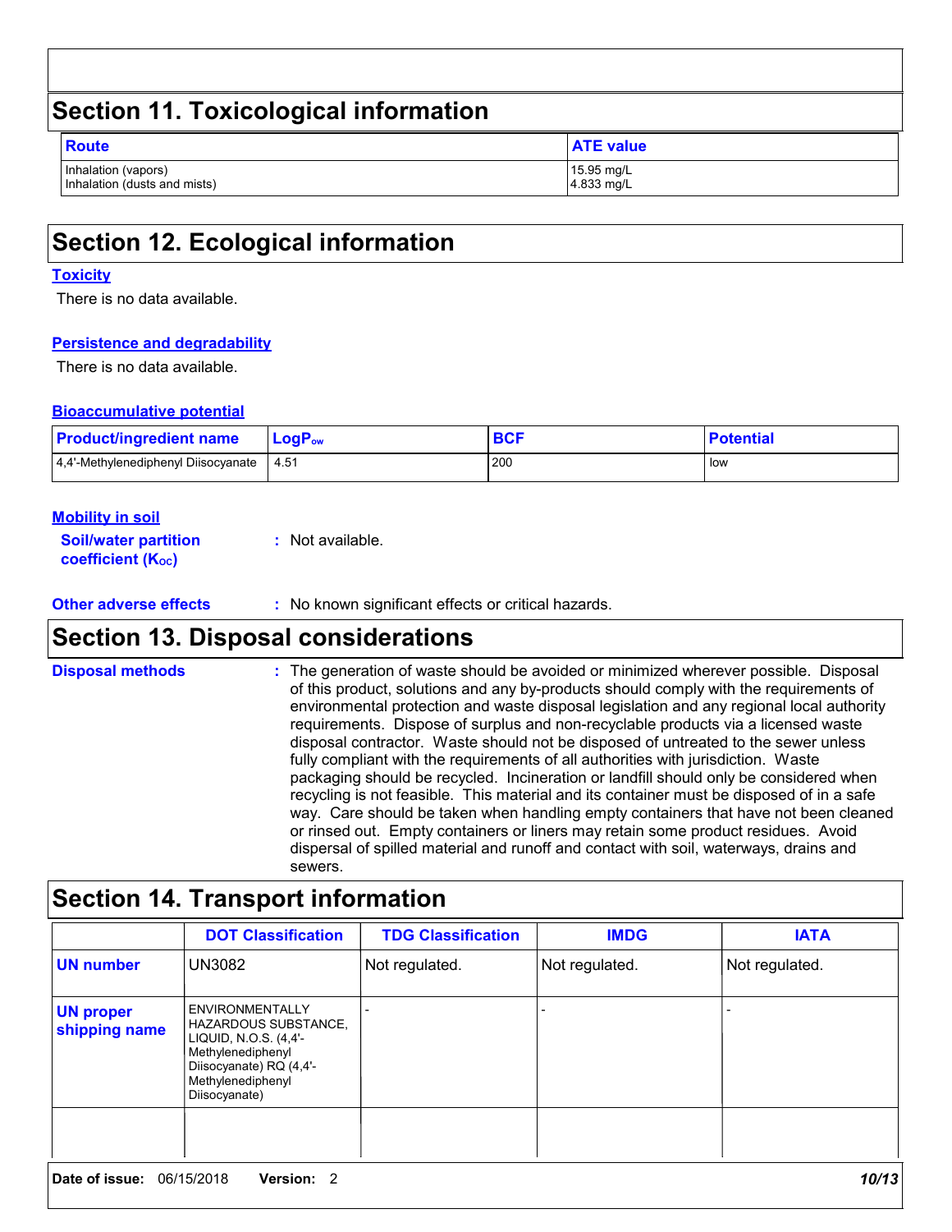## Section 11. Toxicological information

| Route | ATE value |
|---|---|
| Inhalation (vapors)<br>Inhalation (dusts and mists) | 15.95 mg/L<br>4.833 mg/L |

## Section 12. Ecological information

### Toxicity

There is no data available.

### Persistence and degradability

There is no data available.

### Bioaccumulative potential

| Product/ingredient name | $LogP_{ow}$ | BCF | Potential |
|---|---|---|---|
| 4,4'-Methylenediphenyl Diisocyanate | 4.51 | 200 | low |

### Mobility in soil

**Soil/water partition coefficient ($K_{OC}$)** : Not available.

**Other adverse effects** : No known significant effects or critical hazards.

## Section 13. Disposal considerations

**Disposal methods** : The generation of waste should be avoided or minimized wherever possible. Disposal of this product, solutions and any by-products should comply with the requirements of environmental protection and waste disposal legislation and any regional local authority requirements. Dispose of surplus and non-recyclable products via a licensed waste disposal contractor. Waste should not be disposed of untreated to the sewer unless fully compliant with the requirements of all authorities with jurisdiction. Waste packaging should be recycled. Incineration or landfill should only be considered when recycling is not feasible. This material and its container must be disposed of in a safe way. Care should be taken when handling empty containers that have not been cleaned or rinsed out. Empty containers or liners may retain some product residues. Avoid dispersal of spilled material and runoff and contact with soil, waterways, drains and sewers.

## Section 14. Transport information

| | DOT Classification | TDG Classification | IMDG | IATA |
|---|---|---|---|---|
| **UN number** | UN3082 | Not regulated. | Not regulated. | Not regulated. |
| **UN proper shipping name** | ENVIRONMENTALLY HAZARDOUS SUBSTANCE, LIQUID, N.O.S. (4,4'-Methylenediphenyl Diisocyanate) RQ (4,4'-Methylenediphenyl Diisocyanate) | - | - | - |
| | | | | |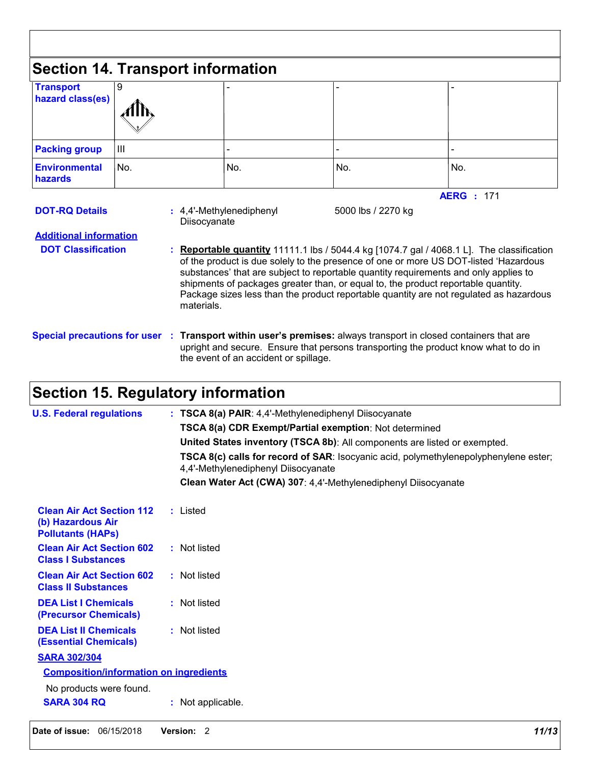## Section 14. Transport information

| Transport hazard class(es) | 9 | - | - | - |
|---|---|---|---|---|
| Packing group | III | - | - | - |
| Environmental hazards | No. | No. | No. | No. |

**AERG :** 171

**DOT-RQ Details** : 4,4'-Methylenediphenyl Diisocyanate 5000 lbs / 2270 kg

**Additional information**

**DOT Classification** : **Reportable quantity** 11111.1 lbs / 5044.4 kg [1074.7 gal / 4068.1 L]. The classification of the product is due solely to the presence of one or more US DOT-listed 'Hazardous substances' that are subject to reportable quantity requirements and only applies to shipments of packages greater than, or equal to, the product reportable quantity. Package sizes less than the product reportable quantity are not regulated as hazardous materials.

**Special precautions for user** : **Transport within user's premises:** always transport in closed containers that are upright and secure. Ensure that persons transporting the product know what to do in the event of an accident or spillage.

## Section 15. Regulatory information

**U.S. Federal regulations** : **TSCA 8(a) PAIR**: 4,4'-Methylenediphenyl Diisocyanate

**TSCA 8(a) CDR Exempt/Partial exemption**: Not determined

**United States inventory (TSCA 8b)**: All components are listed or exempted.

**TSCA 8(c) calls for record of SAR**: Isocyanic acid, polymethylenepolyphenylene ester; 4,4'-Methylenediphenyl Diisocyanate

**Clean Water Act (CWA) 307**: 4,4'-Methylenediphenyl Diisocyanate

**Clean Air Act Section 112 (b) Hazardous Air Pollutants (HAPs)** : Listed

**Clean Air Act Section 602 Class I Substances** : Not listed

**Clean Air Act Section 602 Class II Substances** : Not listed

**DEA List I Chemicals (Precursor Chemicals)** : Not listed

**DEA List II Chemicals (Essential Chemicals)** : Not listed

**SARA 302/304**

**Composition/information on ingredients**

No products were found.

**SARA 304 RQ** : Not applicable.

**Date of issue:** 06/15/2018 **Version:** 2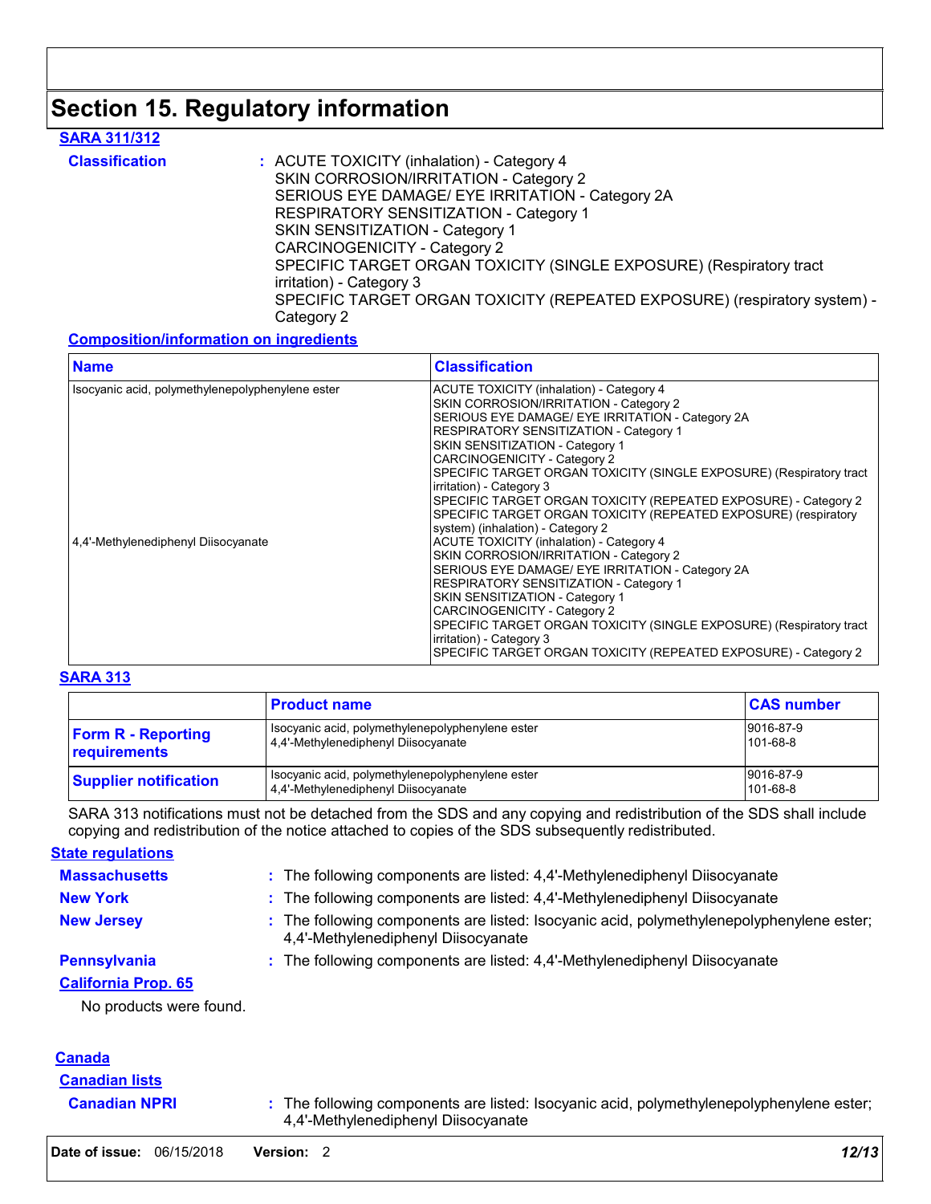# Section 15. Regulatory information

## SARA 311/312

**Classification** : ACUTE TOXICITY (inhalation) - Category 4
SKIN CORROSION/IRRITATION - Category 2
SERIOUS EYE DAMAGE/ EYE IRRITATION - Category 2A
RESPIRATORY SENSITIZATION - Category 1
SKIN SENSITIZATION - Category 1
CARCINOGENICITY - Category 2
SPECIFIC TARGET ORGAN TOXICITY (SINGLE EXPOSURE) (Respiratory tract irritation) - Category 3
SPECIFIC TARGET ORGAN TOXICITY (REPEATED EXPOSURE) (respiratory system) - Category 2

**Composition/information on ingredients**

| Name | Classification |
|---|---|
| Isocyanic acid, polymethylenepolyphenylene ester | ACUTE TOXICITY (inhalation) - Category 4<br>SKIN CORROSION/IRRITATION - Category 2<br>SERIOUS EYE DAMAGE/ EYE IRRITATION - Category 2A<br>RESPIRATORY SENSITIZATION - Category 1<br>SKIN SENSITIZATION - Category 1<br>CARCINOGENICITY - Category 2<br>SPECIFIC TARGET ORGAN TOXICITY (SINGLE EXPOSURE) (Respiratory tract irritation) - Category 3<br>SPECIFIC TARGET ORGAN TOXICITY (REPEATED EXPOSURE) - Category 2<br>SPECIFIC TARGET ORGAN TOXICITY (REPEATED EXPOSURE) (respiratory system) (inhalation) - Category 2 |
| 4,4'-Methylenediphenyl Diisocyanate | ACUTE TOXICITY (inhalation) - Category 4<br>SKIN CORROSION/IRRITATION - Category 2<br>SERIOUS EYE DAMAGE/ EYE IRRITATION - Category 2A<br>RESPIRATORY SENSITIZATION - Category 1<br>SKIN SENSITIZATION - Category 1<br>CARCINOGENICITY - Category 2<br>SPECIFIC TARGET ORGAN TOXICITY (SINGLE EXPOSURE) (Respiratory tract irritation) - Category 3<br>SPECIFIC TARGET ORGAN TOXICITY (REPEATED EXPOSURE) - Category 2 |

## SARA 313

| | Product name | CAS number |
|---|---|---|
| **Form R - Reporting requirements** | Isocyanic acid, polymethylenepolyphenylene ester<br>4,4'-Methylenediphenyl Diisocyanate | 9016-87-9<br>101-68-8 |
| **Supplier notification** | Isocyanic acid, polymethylenepolyphenylene ester<br>4,4'-Methylenediphenyl Diisocyanate | 9016-87-9<br>101-68-8 |

SARA 313 notifications must not be detached from the SDS and any copying and redistribution of the SDS shall include copying and redistribution of the notice attached to copies of the SDS subsequently redistributed.

## State regulations

**Massachusetts** : The following components are listed: 4,4'-Methylenediphenyl Diisocyanate

**New York** : The following components are listed: 4,4'-Methylenediphenyl Diisocyanate

**New Jersey** : The following components are listed: Isocyanic acid, polymethylenepolyphenylene ester; 4,4'-Methylenediphenyl Diisocyanate

**Pennsylvania** : The following components are listed: 4,4'-Methylenediphenyl Diisocyanate

**California Prop. 65**

No products were found.

## Canada

**Canadian lists**

**Canadian NPRI** : The following components are listed: Isocyanic acid, polymethylenepolyphenylene ester; 4,4'-Methylenediphenyl Diisocyanate

**Date of issue:** 06/15/2018 **Version:** 2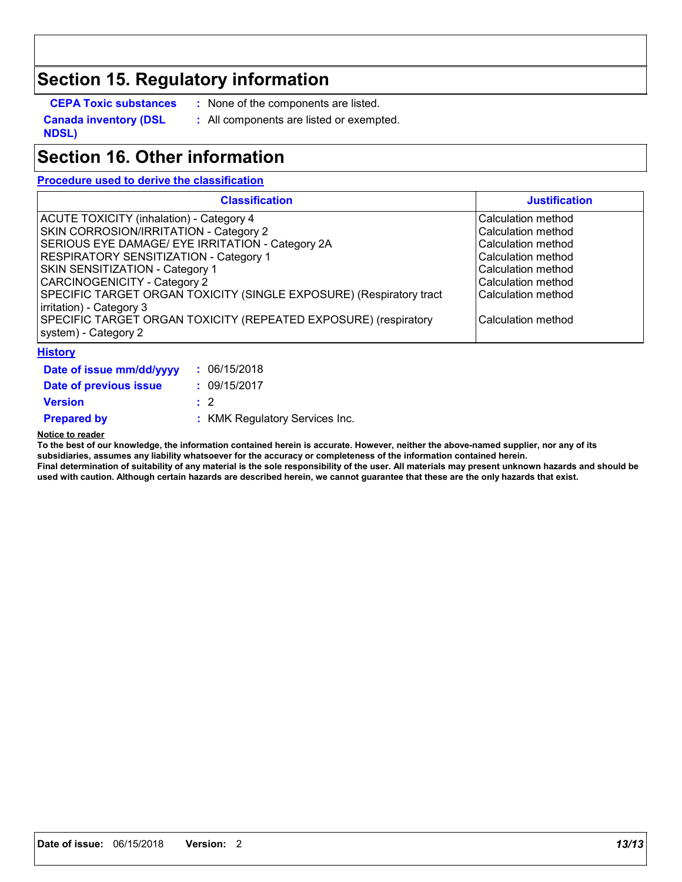## Section 15. Regulatory information

**CEPA Toxic substances** : None of the components are listed.

**Canada inventory (DSL NDSL)** : All components are listed or exempted.

## Section 16. Other information

**Procedure used to derive the classification**

| Classification | Justification |
| --- | --- |
| ACUTE TOXICITY (inhalation) - Category 4 | Calculation method |
| SKIN CORROSION/IRRITATION - Category 2 | Calculation method |
| SERIOUS EYE DAMAGE/ EYE IRRITATION - Category 2A | Calculation method |
| RESPIRATORY SENSITIZATION - Category 1 | Calculation method |
| SKIN SENSITIZATION - Category 1 | Calculation method |
| CARCINOGENICITY - Category 2 | Calculation method |
| SPECIFIC TARGET ORGAN TOXICITY (SINGLE EXPOSURE) (Respiratory tract irritation) - Category 3 | Calculation method |
| SPECIFIC TARGET ORGAN TOXICITY (REPEATED EXPOSURE) (respiratory system) - Category 2 | Calculation method |

**History**

**Date of issue mm/dd/yyyy** : 06/15/2018

**Date of previous issue** : 09/15/2017

**Version** : 2

**Prepared by** : KMK Regulatory Services Inc.

**Notice to reader**

**To the best of our knowledge, the information contained herein is accurate. However, neither the above-named supplier, nor any of its subsidiaries, assumes any liability whatsoever for the accuracy or completeness of the information contained herein. Final determination of suitability of any material is the sole responsibility of the user. All materials may present unknown hazards and should be used with caution. Although certain hazards are described herein, we cannot guarantee that these are the only hazards that exist.**